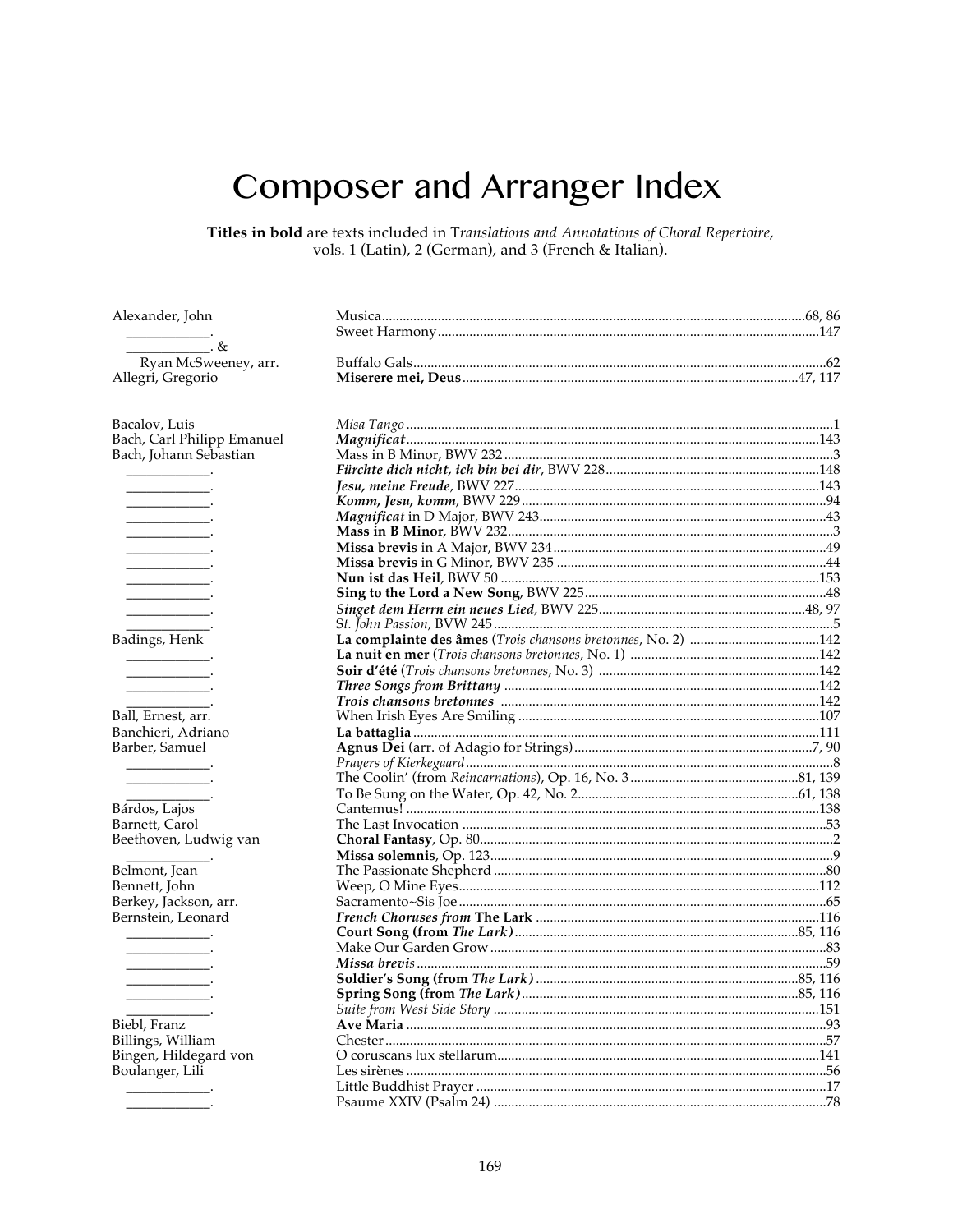# Composer and Arranger Index

**Titles in bold** are texts included in T*ranslations and Annotations of Choral Repertoire*, vols. 1 (Latin), 2 (German), and 3 (French & Italian).

| Composer | Title | Page |
|---|---|---|
| Alexander, John | Musica | 68, 86 |
| ____________. | Sweet Harmony | 147 |
| ____________. & Ryan McSweeney, arr. | Buffalo Gals | 62 |
| Allegri, Gregorio | **Miserere mei, Deus** | 47, 117 |
| Bacalov, Luis | *Misa Tango* | 1 |
| Bach, Carl Philipp Emanuel | ***Magnificat*** | 143 |
| Bach, Johann Sebastian | Mass in B Minor, BWV 232 | 3 |
| ____________. | ***Fürchte dich nicht, ich bin bei dir***, BWV 228 | 148 |
| ____________. | ***Jesu, meine Freude***, BWV 227 | 143 |
| ____________. | ***Komm, Jesu, komm***, BWV 229 | 94 |
| ____________. | ***Magnificat*** in D Major, BWV 243 | 43 |
| ____________. | **Mass in B Minor**, BWV 232 | 3 |
| ____________. | **Missa brevis** in A Major, BWV 234 | 49 |
| ____________. | **Missa brevis** in G Minor, BWV 235 | 44 |
| ____________. | **Nun ist das Heil**, BWV 50 | 153 |
| ____________. | **Sing to the Lord a New Song**, BWV 225 | 48 |
| ____________. | ***Singet dem Herrn ein neues Lied***, BWV 225 | 48, 97 |
| ____________. | S*t. John Passion*, BVW 245 | 5 |
| Badings, Henk | **La complainte des âmes** (*Trois chansons bretonnes*, No. 2) | 142 |
| ____________. | **La nuit en mer** (*Trois chansons bretonnes*, No. 1) | 142 |
| ____________. | **Soir d'été** (*Trois chansons bretonnes*, No. 3) | 142 |
| ____________. | ***Three Songs from Brittany*** | 142 |
| ____________. | ***Trois chansons bretonnes*** | 142 |
| Ball, Ernest, arr. | When Irish Eyes Are Smiling | 107 |
| Banchieri, Adriano | **La battaglia** | 111 |
| Barber, Samuel | **Agnus Dei** (arr. of Adagio for Strings) | 7, 90 |
| ____________. | *Prayers of Kierkegaard* | 8 |
| ____________. | The Coolin' (from *Reincarnations*), Op. 16, No. 3 | 81, 139 |
| ____________. | To Be Sung on the Water, Op. 42, No. 2 | 61, 138 |
| Bárdos, Lajos | Cantemus! | 138 |
| Barnett, Carol | The Last Invocation | 53 |
| Beethoven, Ludwig van | **Choral Fantasy**, Op. 80 | 2 |
| ____________. | **Missa solemnis**, Op. 123 | 9 |
| Belmont, Jean | The Passionate Shepherd | 80 |
| Bennett, John | Weep, O Mine Eyes | 112 |
| Berkey, Jackson, arr. | Sacramento~Sis Joe | 65 |
| Bernstein, Leonard | ***French Choruses from* The Lark** | 116 |
| ____________. | **Court Song (from *The Lark*)** | 85, 116 |
| ____________. | Make Our Garden Grow | 83 |
| ____________. | ***Missa brevis*** | 59 |
| ____________. | **Soldier's Song (from *The Lark*)** | 85, 116 |
| ____________. | **Spring Song (from *The Lark*)** | 85, 116 |
| ____________. | *Suite from West Side Story* | 151 |
| Biebl, Franz | **Ave Maria** | 93 |
| Billings, William | Chester | 57 |
| Bingen, Hildegard von | O coruscans lux stellarum | 141 |
| Boulanger, Lili | Les sirènes | 56 |
| ____________. | Little Buddhist Prayer | 17 |
| ____________. | Psaume XXIV (Psalm 24) | 78 |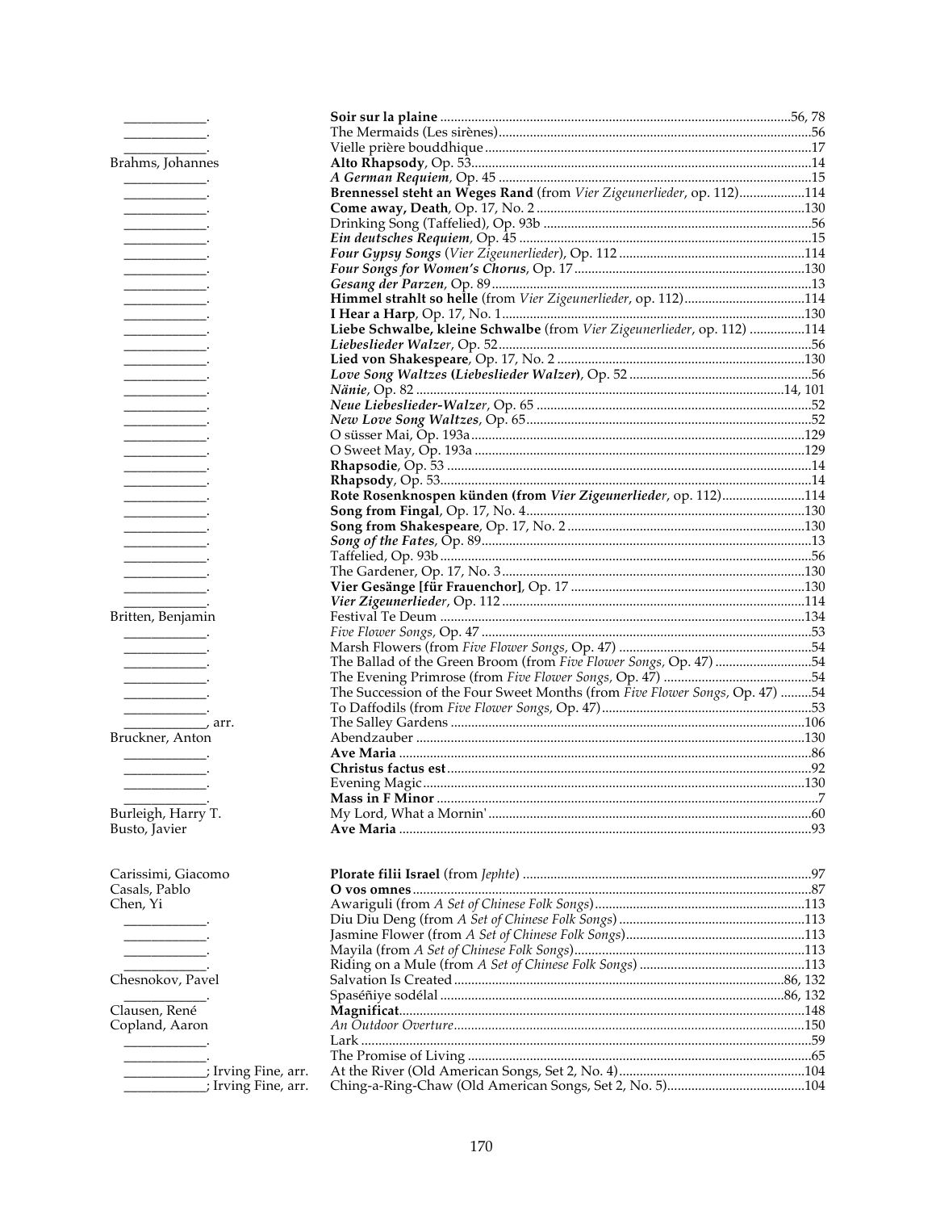| Composer | Title | Page(s) |
|---|---|---|
| ____________. | **Soir sur la plaine** | 56, 78 |
| ____________. | The Mermaids (Les sirènes) | 56 |
| ____________. | Vielle prière bouddhique | 17 |
| Brahms, Johannes | **Alto Rhapsody**, Op. 53 | 14 |
| ____________. | *A German Requiem*, Op. 45 | 15 |
| ____________. | **Brennessel steht an Weges Rand** (from *Vier Zigeunerlieder*, op. 112) | 114 |
| ____________. | **Come away, Death**, Op. 17, No. 2 | 130 |
| ____________. | Drinking Song (Taffelied), Op. 93b | 56 |
| ____________. | ***Ein deutsches Requiem***, Op. 45 | 15 |
| ____________. | ***Four Gypsy Songs*** (*Vier Zigeunerlieder*), Op. 112 | 114 |
| ____________. | ***Four Songs for Women's Chorus***, Op. 17 | 130 |
| ____________. | ***Gesang der Parzen***, Op. 89 | 13 |
| ____________. | **Himmel strahlt so helle** (from *Vier Zigeunerlieder*, op. 112) | 114 |
| ____________. | **I Hear a Harp**, Op. 17, No. 1 | 130 |
| ____________. | **Liebe Schwalbe, kleine Schwalbe** (from *Vier Zigeunerlieder*, op. 112) | 114 |
| ____________. | ***Liebeslieder Walze****r*, Op. 52 | 56 |
| ____________. | **Lied von Shakespeare**, Op. 17, No. 2 | 130 |
| ____________. | ***Love Song Waltzes* (*Liebeslieder Walzer*)**, Op. 52 | 56 |
| ____________. | ***Nänie***, Op. 82 | 14, 101 |
| ____________. | ***Neue Liebeslieder-Walze****r*, Op. 65 | 52 |
| ____________. | ***New Love Song Waltzes***, Op. 65 | 52 |
| ____________. | O süsser Mai, Op. 193a | 129 |
| ____________. | O Sweet May, Op. 193a | 129 |
| ____________. | **Rhapsodie**, Op. 53 | 14 |
| ____________. | **Rhapsody**, Op. 53 | 14 |
| ____________. | **Rote Rosenknospen künden (from *Vier Zigeunerliede*****r**, op. 112) | 114 |
| ____________. | **Song from Fingal**, Op. 17, No. 4 | 130 |
| ____________. | **Song from Shakespeare**, Op. 17, No. 2 | 130 |
| ____________. | ***Song of the Fates***, Op. 89 | 13 |
| ____________. | Taffelied, Op. 93b | 56 |
| ____________. | The Gardener, Op. 17, No. 3 | 130 |
| ____________. | **Vier Gesänge [für Frauenchor]**, Op. 17 | 130 |
| ____________. | ***Vier Zigeunerlieder***, Op. 112 | 114 |
| Britten, Benjamin | Festival Te Deum | 134 |
| ____________. | *Five Flower Songs*, Op. 47 | 53 |
| ____________. | Marsh Flowers (from *Five Flower Songs*, Op. 47) | 54 |
| ____________. | The Ballad of the Green Broom (from *Five Flower Songs*, Op. 47) | 54 |
| ____________. | The Evening Primrose (from *Five Flower Songs*, Op. 47) | 54 |
| ____________. | The Succession of the Four Sweet Months (from *Five Flower Songs*, Op. 47) | 54 |
| ____________. | To Daffodils (from *Five Flower Songs*, Op. 47) | 53 |
| ____________, arr. | The Salley Gardens | 106 |
| Bruckner, Anton | Abendzauber | 130 |
| ____________. | **Ave Maria** | 86 |
| ____________. | **Christus factus est** | 92 |
| ____________. | Evening Magic | 130 |
| ____________. | **Mass in F Minor** | 7 |
| Burleigh, Harry T. | My Lord, What a Mornin' | 60 |
| Busto, Javier | **Ave Maria** | 93 |
| | | |
| Carissimi, Giacomo | **Plorate filii Israel** (from *Jephte*) | 97 |
| Casals, Pablo | **O vos omnes** | 87 |
| Chen, Yi | Awariguli (from *A Set of Chinese Folk Songs*) | 113 |
| ____________. | Diu Diu Deng (from *A Set of Chinese Folk Songs*) | 113 |
| ____________. | Jasmine Flower (from *A Set of Chinese Folk Songs*) | 113 |
| ____________. | Mayila (from *A Set of Chinese Folk Songs*) | 113 |
| ____________. | Riding on a Mule (from *A Set of Chinese Folk Songs*) | 113 |
| Chesnokov, Pavel | Salvation Is Created | 86, 132 |
| ____________. | Spaséñiye sodélal | 86, 132 |
| Clausen, René | **Magnificat** | 148 |
| Copland, Aaron | *An Outdoor Overture* | 150 |
| ____________. | Lark | 59 |
| ____________. | The Promise of Living | 65 |
| ____________; Irving Fine, arr. | At the River (Old American Songs, Set 2, No. 4) | 104 |
| ____________; Irving Fine, arr. | Ching-a-Ring-Chaw (Old American Songs, Set 2, No. 5) | 104 |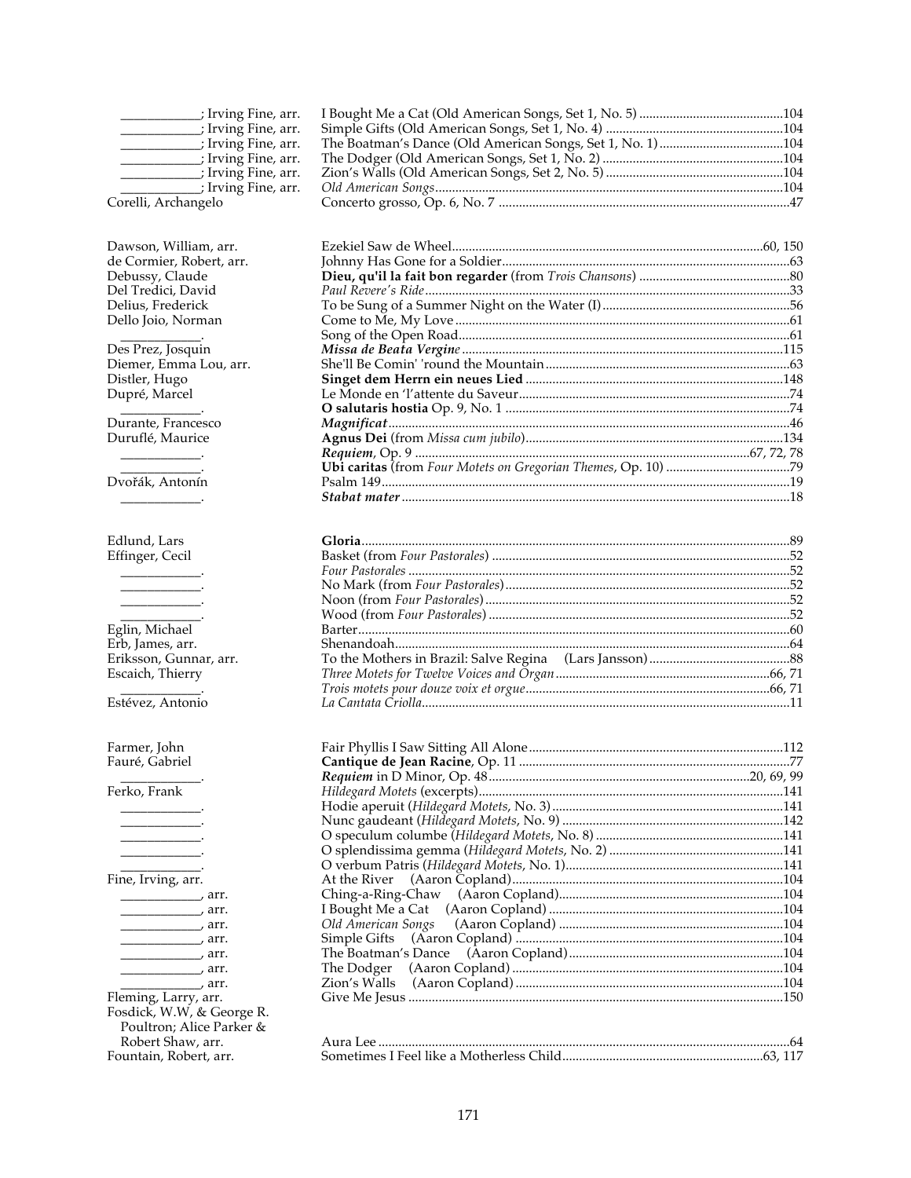| | | |
|---|---|---|
| ____________; Irving Fine, arr. | I Bought Me a Cat (Old American Songs, Set 1, No. 5) | 104 |
| ____________; Irving Fine, arr. | Simple Gifts (Old American Songs, Set 1, No. 4) | 104 |
| ____________; Irving Fine, arr. | The Boatman's Dance (Old American Songs, Set 1, No. 1) | 104 |
| ____________; Irving Fine, arr. | The Dodger (Old American Songs, Set 1, No. 2) | 104 |
| ____________; Irving Fine, arr. | Zion's Walls (Old American Songs, Set 2, No. 5) | 104 |
| ____________; Irving Fine, arr. | *Old American Songs* | 104 |
| Corelli, Archangelo | Concerto grosso, Op. 6, No. 7 | 47 |
| | | |
| Dawson, William, arr. | Ezekiel Saw de Wheel | 60, 150 |
| de Cormier, Robert, arr. | Johnny Has Gone for a Soldier | 63 |
| Debussy, Claude | **Dieu, qu'il la fait bon regarder** (from *Trois Chansons*) | 80 |
| Del Tredici, David | *Paul Revere's Ride* | 33 |
| Delius, Frederick | To be Sung of a Summer Night on the Water (I) | 56 |
| Dello Joio, Norman | Come to Me, My Love | 61 |
| ____________. | Song of the Open Road | 61 |
| Des Prez, Josquin | ***Missa de Beata Vergine*** | 115 |
| Diemer, Emma Lou, arr. | She'll Be Comin' 'round the Mountain | 63 |
| Distler, Hugo | **Singet dem Herrn ein neues Lied** | 148 |
| Dupré, Marcel | Le Monde en 'l'attente du Saveur | 74 |
| ____________. | **O salutaris hostia** Op. 9, No. 1 | 74 |
| Durante, Francesco | ***Magnificat*** | 46 |
| Duruflé, Maurice | **Agnus Dei** (from *Missa cum jubilo*) | 134 |
| ____________. | ***Requiem***, Op. 9 | 67, 72, 78 |
| ____________. | **Ubi caritas** (from *Four Motets on Gregorian Themes*, Op. 10) | 79 |
| Dvořák, Antonín | Psalm 149 | 19 |
| ____________. | ***Stabat mater*** | 18 |
| | | |
| Edlund, Lars | **Gloria** | 89 |
| Effinger, Cecil | Basket (from *Four Pastorales*) | 52 |
| ____________. | *Four Pastorales* | 52 |
| ____________. | No Mark (from *Four Pastorales*) | 52 |
| ____________. | Noon (from *Four Pastorales*) | 52 |
| ____________. | Wood (from *Four Pastorales*) | 52 |
| Eglin, Michael | Barter | 60 |
| Erb, James, arr. | Shenandoah | 64 |
| Eriksson, Gunnar, arr. | To the Mothers in Brazil: Salve Regina (Lars Jansson) | 88 |
| Escaich, Thierry | *Three Motets for Twelve Voices and Organ* | 66, 71 |
| ____________. | *Trois motets pour douze voix et orgue* | 66, 71 |
| Estévez, Antonio | *La Cantata Criolla* | 11 |
| | | |
| Farmer, John | Fair Phyllis I Saw Sitting All Alone | 112 |
| Fauré, Gabriel | **Cantique de Jean Racine**, Op. 11 | 77 |
| ____________. | ***Requiem*** in D Minor, Op. 48 | 20, 69, 99 |
| Ferko, Frank | *Hildegard Motets* (excerpts) | 141 |
| ____________. | Hodie aperuit (*Hildegard Motets*, No. 3) | 141 |
| ____________. | Nunc gaudeant (*Hildegard Motets*, No. 9) | 142 |
| ____________. | O speculum columbe (*Hildegard Motets*, No. 8) | 141 |
| ____________. | O splendissima gemma (*Hildegard Motets*, No. 2) | 141 |
| ____________. | O verbum Patris (*Hildegard Motets*, No. 1) | 141 |
| Fine, Irving, arr. | At the River (Aaron Copland) | 104 |
| ____________, arr. | Ching-a-Ring-Chaw (Aaron Copland) | 104 |
| ____________, arr. | I Bought Me a Cat (Aaron Copland) | 104 |
| ____________, arr. | *Old American Songs* (Aaron Copland) | 104 |
| ____________, arr. | Simple Gifts (Aaron Copland) | 104 |
| ____________, arr. | The Boatman's Dance (Aaron Copland) | 104 |
| ____________, arr. | The Dodger (Aaron Copland) | 104 |
| ____________, arr. | Zion's Walls (Aaron Copland) | 104 |
| Fleming, Larry, arr. | Give Me Jesus | 150 |
| Fosdick, W.W, & George R. Poultron; Alice Parker & Robert Shaw, arr. | Aura Lee | 64 |
| Fountain, Robert, arr. | Sometimes I Feel like a Motherless Child | 63, 117 |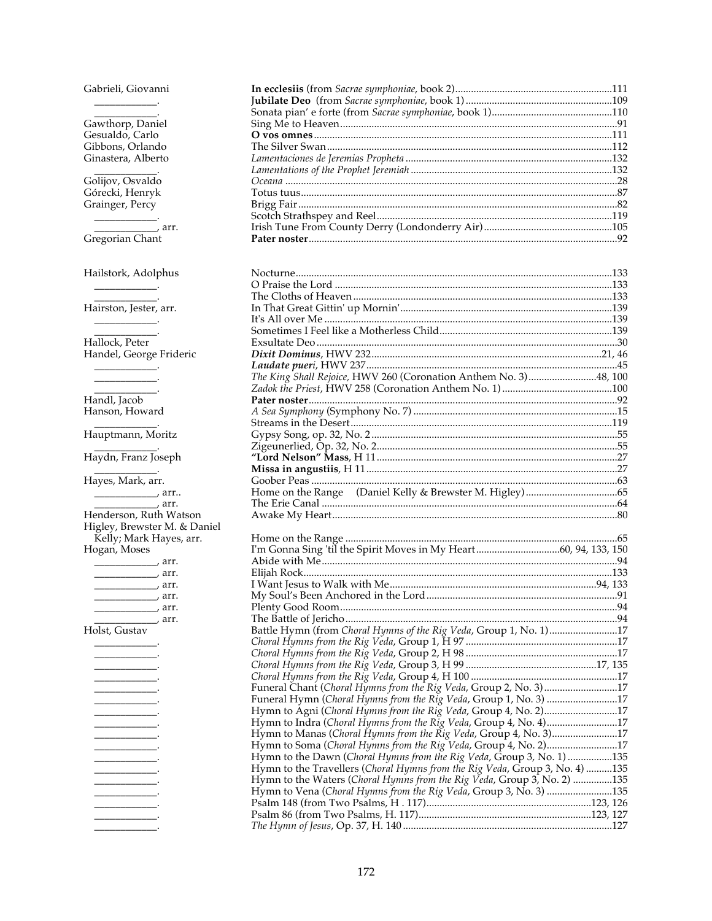| Composer | Title | Page |
|---|---|---|
| Gabrieli, Giovanni | **In ecclesiis** (from *Sacrae symphoniae*, book 2) | 111 |
| ____________. | **Jubilate Deo** (from *Sacrae symphoniae*, book 1) | 109 |
| ____________. | Sonata pian' e forte (from *Sacrae symphoniae*, book 1) | 110 |
| Gawthorp, Daniel | Sing Me to Heaven | 91 |
| Gesualdo, Carlo | **O vos omnes** | 111 |
| Gibbons, Orlando | The Silver Swan | 112 |
| Ginastera, Alberto | *Lamentaciones de Jeremias Propheta* | 132 |
| ____________. | *Lamentations of the Prophet Jeremiah* | 132 |
| Golijov, Osvaldo | *Oceana* | 28 |
| Górecki, Henryk | Totus tuus | 87 |
| Grainger, Percy | Brigg Fair | 82 |
| ____________. | Scotch Strathspey and Reel | 119 |
| ____________, arr. | Irish Tune From County Derry (Londonderry Air) | 105 |
| Gregorian Chant | **Pater noster** | 92 |
| | | |
| Hailstork, Adolphus | Nocturne | 133 |
| ____________. | O Praise the Lord | 133 |
| ____________. | The Cloths of Heaven | 133 |
| Hairston, Jester, arr. | In That Great Gittin' up Mornin' | 139 |
| ____________. | It's All over Me | 139 |
| ____________. | Sometimes I Feel like a Motherless Child | 139 |
| Hallock, Peter | Exsultate Deo | 30 |
| Handel, George Frideric | ***Dixit Dominus***, HWV 232 | 21, 46 |
| ____________. | ***Laudate pueri***, HWV 237 | 45 |
| ____________. | *The King Shall Rejoice,* HWV 260 (Coronation Anthem No. 3) | 48, 100 |
| ____________. | *Zadok the Priest*, HWV 258 (Coronation Anthem No. 1) | 100 |
| Handl, Jacob | **Pater noster** | 92 |
| Hanson, Howard | *A Sea Symphony* (Symphony No. 7) | 15 |
| ____________. | Streams in the Desert | 119 |
| Hauptmann, Moritz | Gypsy Song, op. 32, No. 2 | 55 |
| ____________. | Zigeunerlied, Op. 32, No. 2 | 55 |
| Haydn, Franz Joseph | **"Lord Nelson" Mass**, H 11 | 27 |
| ____________. | **Missa in angustiis**, H 11 | 27 |
| Hayes, Mark, arr. | Goober Peas | 63 |
| ____________, arr.. | Home on the Range (Daniel Kelly & Brewster M. Higley) | 65 |
| ____________, arr. | The Erie Canal | 64 |
| Henderson, Ruth Watson | Awake My Heart | 80 |
| Higley, Brewster M. & Daniel Kelly; Mark Hayes, arr. | Home on the Range | 65 |
| Hogan, Moses | I'm Gonna Sing 'til the Spirit Moves in My Heart | 60, 94, 133, 150 |
| ____________, arr. | Abide with Me | 94 |
| ____________, arr. | Elijah Rock | 133 |
| ____________, arr. | I Want Jesus to Walk with Me | 94, 133 |
| ____________, arr. | My Soul's Been Anchored in the Lord | 91 |
| ____________, arr. | Plenty Good Room | 94 |
| ____________, arr. | The Battle of Jericho | 94 |
| Holst, Gustav | Battle Hymn (from *Choral Hymns of the Rig Veda*, Group 1, No. 1) | 17 |
| ____________. | *Choral Hymns from the Rig Veda*, Group 1, H 97 | 17 |
| ____________. | *Choral Hymns from the Rig Veda*, Group 2, H 98 | 17 |
| ____________. | *Choral Hymns from the Rig Veda*, Group 3, H 99 | 17, 135 |
| ____________. | *Choral Hymns from the Rig Veda*, Group 4, H 100 | 17 |
| ____________. | Funeral Chant (*Choral Hymns from the Rig Veda*, Group 2, No. 3) | 17 |
| ____________. | Funeral Hymn (*Choral Hymns from the Rig Veda*, Group 1, No. 3) | 17 |
| ____________. | Hymn to Agni (*Choral Hymns from the Rig Veda*, Group 4, No. 2) | 17 |
| ____________. | Hymn to Indra (*Choral Hymns from the Rig Veda*, Group 4, No. 4) | 17 |
| ____________. | Hymn to Manas (*Choral Hymns from the Rig Veda*, Group 4, No. 3) | 17 |
| ____________. | Hymn to Soma (*Choral Hymns from the Rig Veda*, Group 4, No. 2) | 17 |
| ____________. | Hymn to the Dawn (*Choral Hymns from the Rig Veda*, Group 3, No. 1) | 135 |
| ____________. | Hymn to the Travellers (*Choral Hymns from the Rig Veda*, Group 3, No. 4) | 135 |
| ____________. | Hymn to the Waters (*Choral Hymns from the Rig Veda*, Group 3, No. 2) | 135 |
| ____________. | Hymn to Vena (*Choral Hymns from the Rig Veda*, Group 3, No. 3) | 135 |
| ____________. | Psalm 148 (from Two Psalms, H . 117) | 123, 126 |
| ____________. | Psalm 86 (from Two Psalms, H. 117) | 123, 127 |
| ____________. | *The Hymn of Jesus*, Op. 37, H. 140 | 127 |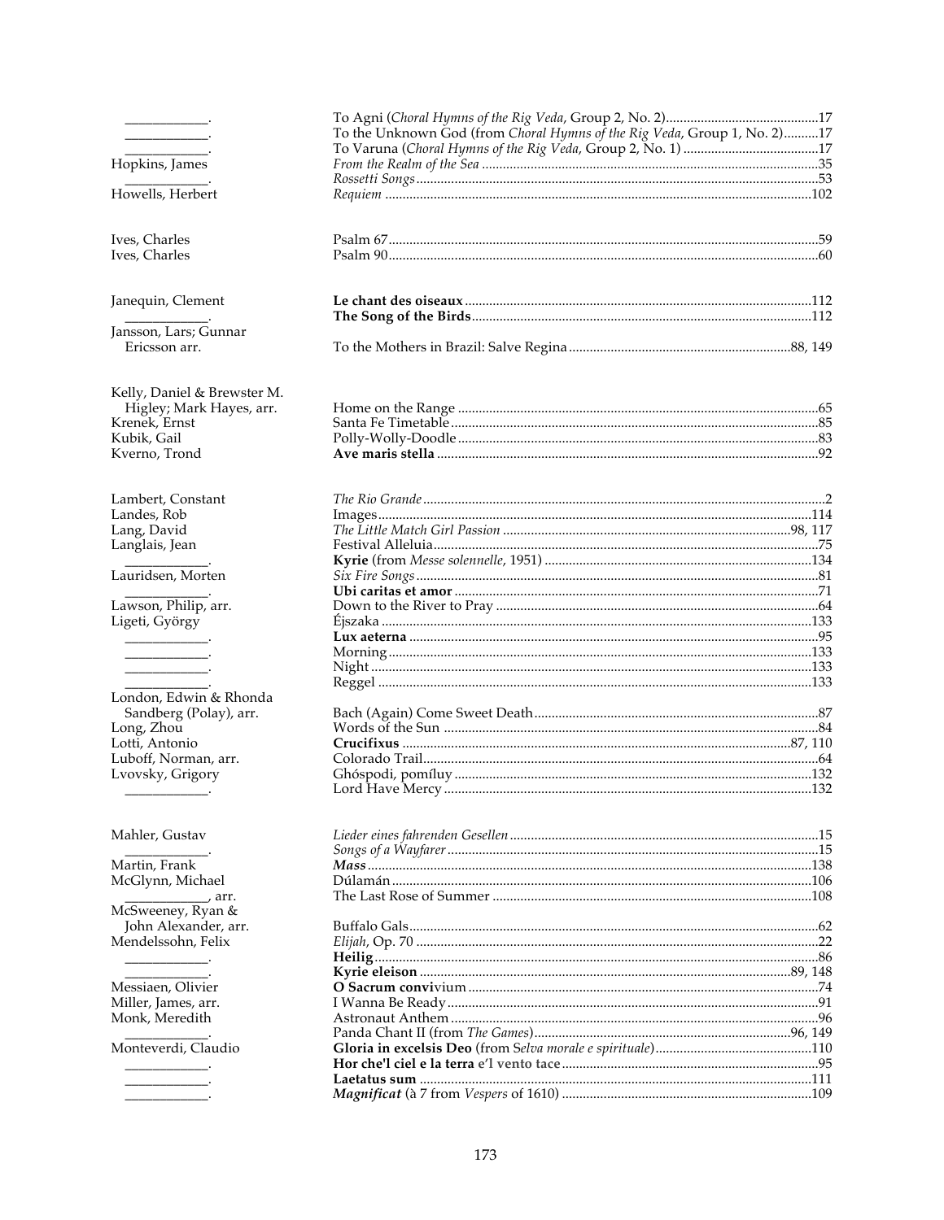| Composer | Title | Page |
|---|---|---|
| ____________. | To Agni (*Choral Hymns of the Rig Veda*, Group 2, No. 2) | 17 |
| ____________. | To the Unknown God (from *Choral Hymns of the Rig Veda*, Group 1, No. 2) | 17 |
| ____________. | To Varuna (*Choral Hymns of the Rig Veda*, Group 2, No. 1) | 17 |
| Hopkins, James | *From the Realm of the Sea* | 35 |
| ____________. | *Rossetti Songs* | 53 |
| Howells, Herbert | *Requiem* | 102 |
| | | |
| Ives, Charles | Psalm 67 | 59 |
| Ives, Charles | Psalm 90 | 60 |
| | | |
| Janequin, Clement | **Le chant des oiseaux** | 112 |
| ____________. | **The Song of the Birds** | 112 |
| Jansson, Lars; Gunnar Ericsson arr. | To the Mothers in Brazil: Salve Regina | 88, 149 |
| | | |
| Kelly, Daniel & Brewster M. Higley; Mark Hayes, arr. | Home on the Range | 65 |
| Krenek, Ernst | Santa Fe Timetable | 85 |
| Kubik, Gail | Polly-Wolly-Doodle | 83 |
| Kverno, Trond | **Ave maris stella** | 92 |
| | | |
| Lambert, Constant | *The Rio Grande* | 2 |
| Landes, Rob | Images | 114 |
| Lang, David | *The Little Match Girl Passion* | 98, 117 |
| Langlais, Jean | Festival Alleluia | 75 |
| ____________. | **Kyrie** (from *Messe solennelle*, 1951) | 134 |
| Lauridsen, Morten | *Six Fire Songs* | 81 |
| ____________. | **Ubi caritas et amor** | 71 |
| Lawson, Philip, arr. | Down to the River to Pray | 64 |
| Ligeti, György | Éjszaka | 133 |
| ____________. | **Lux aeterna** | 95 |
| ____________. | Morning | 133 |
| ____________. | Night | 133 |
| ____________. | Reggel | 133 |
| London, Edwin & Rhonda Sandberg (Polay), arr. | Bach (Again) Come Sweet Death | 87 |
| Long, Zhou | Words of the Sun | 84 |
| Lotti, Antonio | **Crucifixus** | 87, 110 |
| Luboff, Norman, arr. | Colorado Trail | 64 |
| Lvovsky, Grigory | Ghóspodi, pomíluy | 132 |
| ____________. | Lord Have Mercy | 132 |
| | | |
| Mahler, Gustav | *Lieder eines fahrenden Gesellen* | 15 |
| ____________. | *Songs of a Wayfarer* | 15 |
| Martin, Frank | ***Mass*** | 138 |
| McGlynn, Michael | Dúlamán | 106 |
| ____________, arr. | The Last Rose of Summer | 108 |
| McSweeney, Ryan & John Alexander, arr. | Buffalo Gals | 62 |
| Mendelssohn, Felix | *Elijah*, Op. 70 | 22 |
| ____________. | **Heilig** | 86 |
| ____________. | **Kyrie eleison** | 89, 148 |
| Messiaen, Olivier | **O Sacrum convi**vium | 74 |
| Miller, James, arr. | I Wanna Be Ready | 91 |
| Monk, Meredith | Astronaut Anthem | 96 |
| ____________. | Panda Chant II (from *The Games*) | 96, 149 |
| Monteverdi, Claudio | **Gloria in excelsis Deo** (from *Selva morale e spirituale*) | 110 |
| ____________. | **Hor che'l ciel e la terra** e'l vento tace | 95 |
| ____________. | **Laetatus sum** | 111 |
| ____________. | ***Magnificat*** (à 7 from *Vespers* of 1610) | 109 |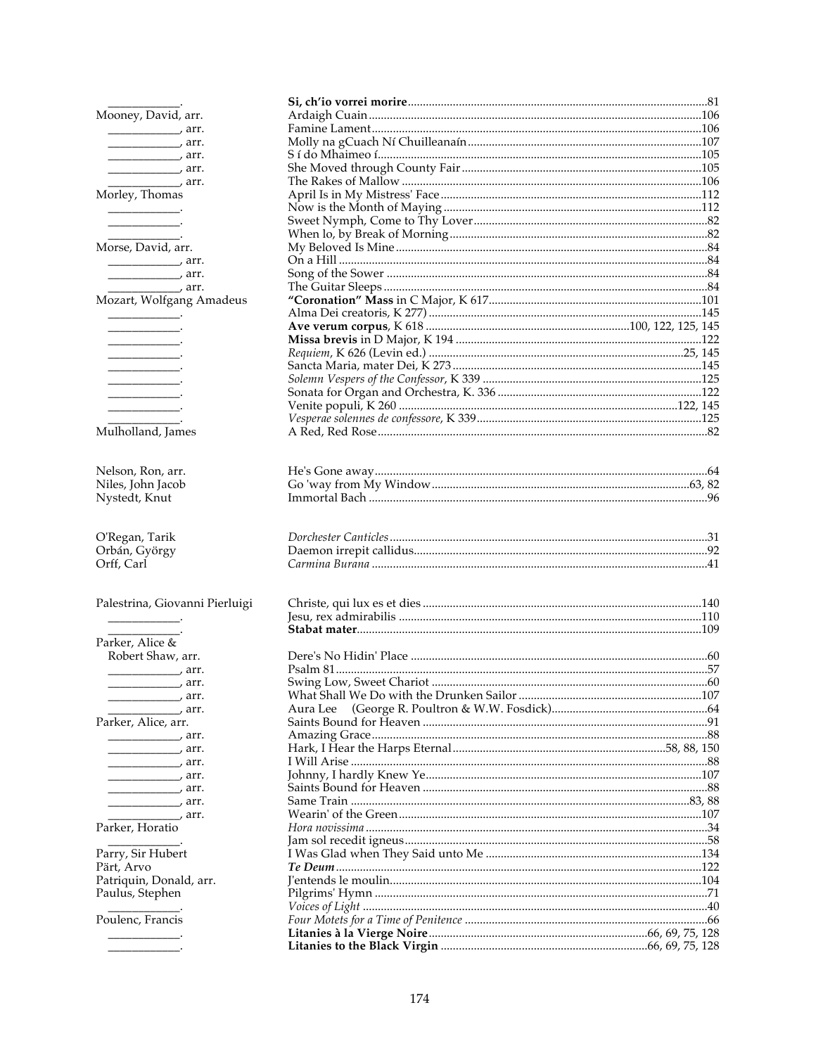| | | |
|---|---|---|
| ____________. | **Si, ch'io vorrei morire** | 81 |
| Mooney, David, arr. | Ardaigh Cuain | 106 |
| ____________, arr. | Famine Lament | 106 |
| ____________, arr. | Molly na gCuach Ní Chuilleanaín | 107 |
| ____________, arr. | S í do Mhaimeo í | 105 |
| ____________, arr. | She Moved through County Fair | 105 |
| ____________, arr. | The Rakes of Mallow | 106 |
| Morley, Thomas | April Is in My Mistress' Face | 112 |
| ____________. | Now is the Month of Maying | 112 |
| ____________. | Sweet Nymph, Come to Thy Lover | 82 |
| ____________. | When lo, by Break of Morning | 82 |
| Morse, David, arr. | My Beloved Is Mine | 84 |
| ____________, arr. | On a Hill | 84 |
| ____________, arr. | Song of the Sower | 84 |
| ____________, arr. | The Guitar Sleeps | 84 |
| Mozart, Wolfgang Amadeus | **"Coronation" Mass** in C Major, K 617 | 101 |
| ____________. | Alma Dei creatoris, K 277) | 145 |
| ____________. | **Ave verum corpus**, K 618 | 100, 122, 125, 145 |
| ____________. | **Missa brevis** in D Major, K 194 | 122 |
| ____________. | *Requiem*, K 626 (Levin ed.) | 25, 145 |
| ____________. | Sancta Maria, mater Dei, K 273 | 145 |
| ____________. | *Solemn Vespers of the Confessor*, K 339 | 125 |
| ____________. | Sonata for Organ and Orchestra, K. 336 | 122 |
| ____________. | Venite populi, K 260 | 122, 145 |
| ____________. | *Vesperae solennes de confessore*, K 339 | 125 |
| Mulholland, James | A Red, Red Rose | 82 |
| | | |
| Nelson, Ron, arr. | He's Gone away | 64 |
| Niles, John Jacob | Go 'way from My Window | 63, 82 |
| Nystedt, Knut | Immortal Bach | 96 |
| | | |
| O'Regan, Tarik | *Dorchester Canticles* | 31 |
| Orbán, György | Daemon irrepit callidus | 92 |
| Orff, Carl | *Carmina Burana* | 41 |
| | | |
| Palestrina, Giovanni Pierluigi | Christe, qui lux es et dies | 140 |
| ____________. | Jesu, rex admirabilis | 110 |
| ____________. | **Stabat mater** | 109 |
| Parker, Alice & Robert Shaw, arr. | Dere's No Hidin' Place | 60 |
| ____________, arr. | Psalm 81 | 57 |
| ____________, arr. | Swing Low, Sweet Chariot | 60 |
| ____________, arr. | What Shall We Do with the Drunken Sailor | 107 |
| ____________, arr. | Aura Lee (George R. Poultron & W.W. Fosdick) | 64 |
| Parker, Alice, arr. | Saints Bound for Heaven | 91 |
| ____________, arr. | Amazing Grace | 88 |
| ____________, arr. | Hark, I Hear the Harps Eternal | 58, 88, 150 |
| ____________, arr. | I Will Arise | 88 |
| ____________, arr. | Johnny, I hardly Knew Ye | 107 |
| ____________, arr. | Saints Bound for Heaven | 88 |
| ____________, arr. | Same Train | 83, 88 |
| ____________, arr. | Wearin' of the Green | 107 |
| Parker, Horatio | *Hora novissima* | 34 |
| ____________. | Jam sol recedit igneus | 58 |
| Parry, Sir Hubert | I Was Glad when They Said unto Me | 134 |
| Pärt, Arvo | ***Te Deum*** | 122 |
| Patriquin, Donald, arr. | J'entends le moulin | 104 |
| Paulus, Stephen | Pilgrims' Hymn | 71 |
| ____________. | *Voices of Light* | 40 |
| Poulenc, Francis | *Four Motets for a Time of Penitence* | 66 |
| ____________. | **Litanies à la Vierge Noire** | 66, 69, 75, 128 |
| ____________. | **Litanies to the Black Virgin** | 66, 69, 75, 128 |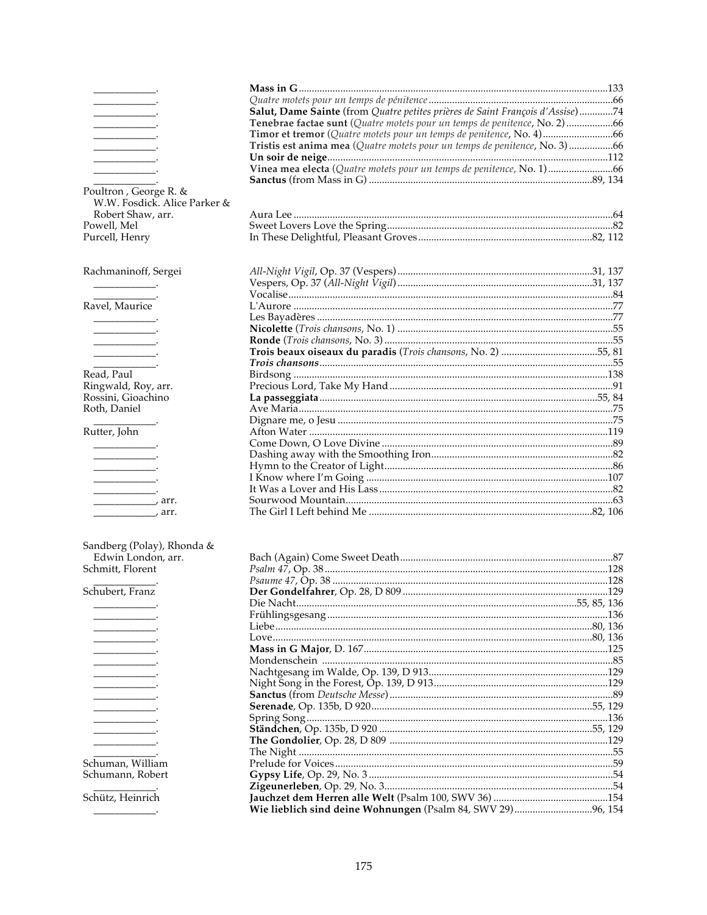| Composer | Title | Page(s) |
|---|---|---|
| ____________. | **Mass in G** | 133 |
| ____________. | *Quatre motets pour un temps de pénitence* | 66 |
| ____________. | **Salut, Dame Sainte** (from *Quatre petites prières de Saint François d'Assise*) | 74 |
| ____________. | **Tenebrae factae sunt** (*Quatre motets pour un temps de penitence*, No. 2) | 66 |
| ____________. | **Timor et tremor** (*Quatre motets pour un temps de penitence*, No. 4) | 66 |
| ____________. | **Tristis est anima mea** (*Quatre motets pour un temps de penitence*, No. 3) | 66 |
| ____________. | **Un soir de neige** | 112 |
| ____________. | **Vinea mea electa** (*Quatre motets pour un temps de penitence*, No. 1) | 66 |
| ____________. | **Sanctus** (from Mass in G) | 89, 134 |
| Poultron , George R. & W.W. Fosdick. Alice Parker & Robert Shaw, arr. | Aura Lee | 64 |
| Powell, Mel | Sweet Lovers Love the Spring | 82 |
| Purcell, Henry | In These Delightful, Pleasant Groves | 82, 112 |
| | | |
| Rachmaninoff, Sergei | *All-Night Vigil*, Op. 37 (Vespers) | 31, 137 |
| ____________. | Vespers, Op. 37 (*All-Night Vigil*) | 31, 137 |
| ____________. | Vocalise | 84 |
| Ravel, Maurice | L'Aurore | 77 |
| ____________. | Les Bayadères | 77 |
| ____________. | **Nicolette** (*Trois chansons*, No. 1) | 55 |
| ____________. | **Ronde** (*Trois chansons*, No. 3) | 55 |
| ____________. | **Trois beaux oiseaux du paradis** (*Trois chansons*, No. 2) | 55, 81 |
| ____________. | ***Trois chansons*** | 55 |
| Read, Paul | Birdsong | 138 |
| Ringwald, Roy, arr. | Precious Lord, Take My Hand | 91 |
| Rossini, Gioachino | **La passeggiata** | 55, 84 |
| Roth, Daniel | Ave Maria | 75 |
| ____________. | Dignare me, o Jesu | 75 |
| Rutter, John | Afton Water | 119 |
| ____________. | Come Down, O Love Divine | 89 |
| ____________. | Dashing away with the Smoothing Iron | 82 |
| ____________. | Hymn to the Creator of Light | 86 |
| ____________. | I Know where I'm Going | 107 |
| ____________. | It Was a Lover and His Lass | 82 |
| ____________, arr. | Sourwood Mountain | 63 |
| ____________, arr. | The Girl I Left behind Me | 82, 106 |
| | | |
| Sandberg (Polay), Rhonda & Edwin London, arr. | Bach (Again) Come Sweet Death | 87 |
| Schmitt, Florent | *Psalm 47*, Op. 38 | 128 |
| ____________. | *Psaume 47*, Op. 38 | 128 |
| Schubert, Franz | **Der Gondelfahrer**, Op. 28, D 809 | 129 |
| ____________. | Die Nacht | 55, 85, 136 |
| ____________. | Frühlingsgesang | 136 |
| ____________. | Liebe | 80, 136 |
| ____________. | Love | 80, 136 |
| ____________. | **Mass in G Major**, D. 167 | 125 |
| ____________. | Mondenschein | 85 |
| ____________. | Nachtgesang im Walde, Op. 139, D 913 | 129 |
| ____________. | Night Song in the Forest, Op. 139, D 913 | 129 |
| ____________. | **Sanctus** (from *Deutsche Messe*) | 89 |
| ____________. | **Serenade**, Op. 135b, D 920 | 55, 129 |
| ____________. | Spring Song | 136 |
| ____________. | **Ständchen**, Op. 135b, D 920 | 55, 129 |
| ____________. | **The Gondolier**, Op. 28, D 809 | 129 |
| ____________. | The Night | 55 |
| Schuman, William | Prelude for Voices | 59 |
| Schumann, Robert | **Gypsy Life**, Op. 29, No. 3 | 54 |
| ____________. | **Zigeunerleben**, Op. 29, No. 3 | 54 |
| Schütz, Heinrich | **Jauchzet dem Herren alle Welt** (Psalm 100, SWV 36) | 154 |
| ____________. | **Wie lieblich sind deine Wohnungen** (Psalm 84, SWV 29) | 96, 154 |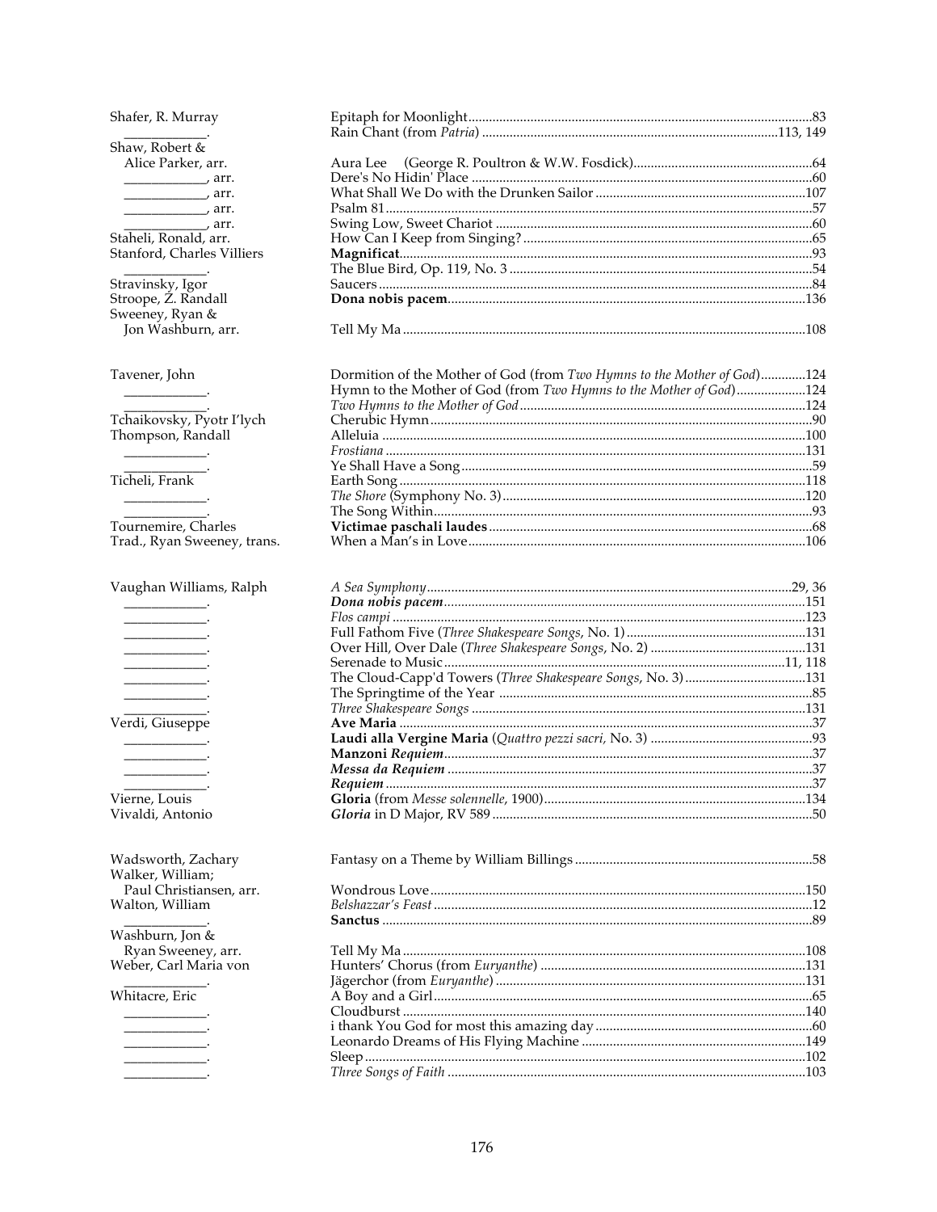| Composer | Title | Page |
|---|---|---|
| Shafer, R. Murray | Epitaph for Moonlight | 83 |
| ____________. | Rain Chant (from *Patria*) | 113, 149 |
| Shaw, Robert & Alice Parker, arr. | Aura Lee (George R. Poultron & W.W. Fosdick) | 64 |
| ____________, arr. | Dere's No Hidin' Place | 60 |
| ____________, arr. | What Shall We Do with the Drunken Sailor | 107 |
| ____________, arr. | Psalm 81 | 57 |
| ____________, arr. | Swing Low, Sweet Chariot | 60 |
| Staheli, Ronald, arr. | How Can I Keep from Singing? | 65 |
| Stanford, Charles Villiers | **Magnificat** | 93 |
| ____________. | The Blue Bird, Op. 119, No. 3 | 54 |
| Stravinsky, Igor | Saucers | 84 |
| Stroope, Z. Randall | **Dona nobis pacem** | 136 |
| Sweeney, Ryan & Jon Washburn, arr. | Tell My Ma | 108 |
| | | |
| Tavener, John | Dormition of the Mother of God (from *Two Hymns to the Mother of God*) | 124 |
| ____________. | Hymn to the Mother of God (from *Two Hymns to the Mother of God*) | 124 |
| ____________. | *Two Hymns to the Mother of God* | 124 |
| Tchaikovsky, Pyotr I'lych | Cherubic Hymn | 90 |
| Thompson, Randall | Alleluia | 100 |
| ____________. | *Frostiana* | 131 |
| ____________. | Ye Shall Have a Song | 59 |
| Ticheli, Frank | Earth Song | 118 |
| ____________. | *The Shore* (Symphony No. 3) | 120 |
| ____________. | The Song Within | 93 |
| Tournemire, Charles | **Victimae paschali laudes** | 68 |
| Trad., Ryan Sweeney, trans. | When a Man's in Love | 106 |
| | | |
| Vaughan Williams, Ralph | *A Sea Symphony* | 29, 36 |
| ____________. | ***Dona nobis pacem*** | 151 |
| ____________. | *Flos campi* | 123 |
| ____________. | Full Fathom Five (*Three Shakespeare Songs*, No. 1) | 131 |
| ____________. | Over Hill, Over Dale (*Three Shakespeare Songs*, No. 2) | 131 |
| ____________. | Serenade to Music | 11, 118 |
| ____________. | The Cloud-Capp'd Towers (*Three Shakespeare Songs*, No. 3) | 131 |
| ____________. | The Springtime of the Year | 85 |
| ____________. | *Three Shakespeare Songs* | 131 |
| Verdi, Giuseppe | **Ave Maria** | 37 |
| ____________. | **Laudi alla Vergine Maria** (*Quattro pezzi sacri*, No. 3) | 93 |
| ____________. | **Manzoni *Requiem*** | 37 |
| ____________. | ***Messa da Requiem*** | 37 |
| ____________. | ***Requiem*** | 37 |
| Vierne, Louis | **Gloria** (from *Messe solennelle*, 1900) | 134 |
| Vivaldi, Antonio | ***Gloria*** in D Major, RV 589 | 50 |
| | | |
| Wadsworth, Zachary | Fantasy on a Theme by William Billings | 58 |
| Walker, William; Paul Christiansen, arr. | Wondrous Love | 150 |
| Walton, William | *Belshazzar's Feast* | 12 |
| ____________. | **Sanctus** | 89 |
| Washburn, Jon & Ryan Sweeney, arr. | Tell My Ma | 108 |
| Weber, Carl Maria von | Hunters' Chorus (from *Euryanthe*) | 131 |
| ____________. | Jägerchor (from *Euryanthe*) | 131 |
| Whitacre, Eric | A Boy and a Girl | 65 |
| ____________. | Cloudburst | 140 |
| ____________. | i thank You God for most this amazing day | 60 |
| ____________. | Leonardo Dreams of His Flying Machine | 149 |
| ____________. | Sleep | 102 |
| ____________. | *Three Songs of Faith* | 103 |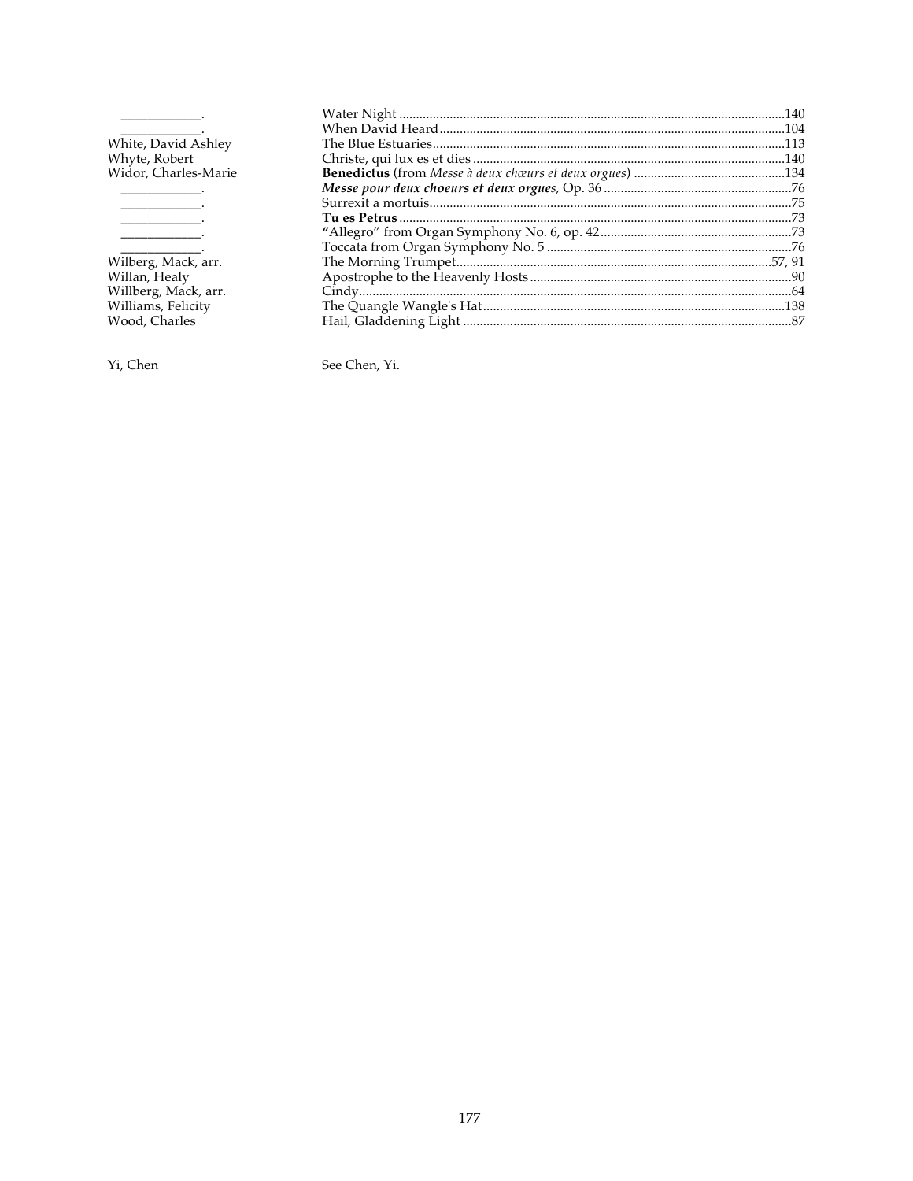| | | |
|---|---|---|
| ____________. | Water Night | 140 |
| ____________. | When David Heard | 104 |
| White, David Ashley | The Blue Estuaries | 113 |
| Whyte, Robert | Christe, qui lux es et dies | 140 |
| Widor, Charles-Marie | **Benedictus** (from *Messe à deux chœurs et deux orgues*) | 134 |
| ____________. | ***Messe pour deux choeurs et deux orgue****s*, Op. 36 | 76 |
| ____________. | Surrexit a mortuis | 75 |
| ____________. | **Tu es Petrus** | 73 |
| ____________. | **"**Allegro" from Organ Symphony No. 6, op. 42 | 73 |
| ____________. | Toccata from Organ Symphony No. 5 | 76 |
| Wilberg, Mack, arr. | The Morning Trumpet | 57, 91 |
| Willan, Healy | Apostrophe to the Heavenly Hosts | 90 |
| Willberg, Mack, arr. | Cindy | 64 |
| Williams, Felicity | The Quangle Wangle's Hat | 138 |
| Wood, Charles | Hail, Gladdening Light | 87 |
| | | |
| Yi, Chen | See Chen, Yi. | |